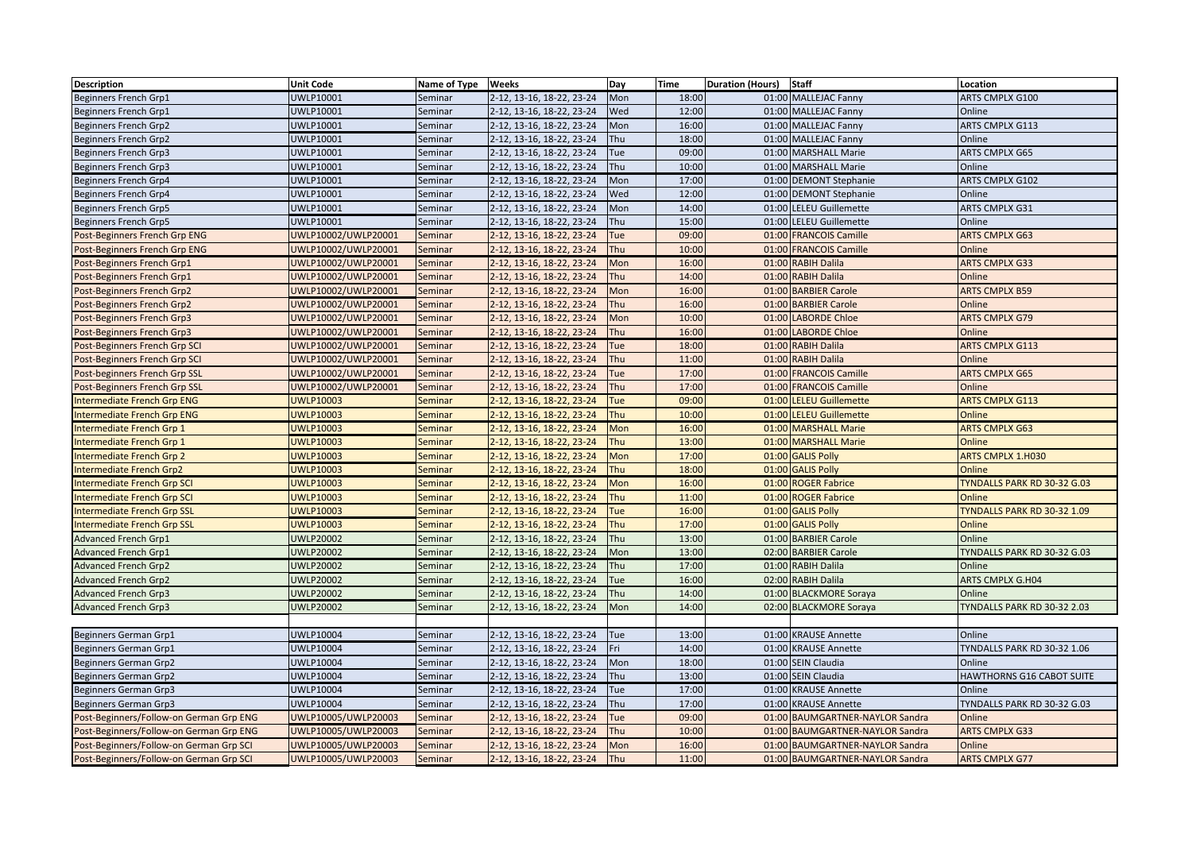| Description | Unit Code | Name of Type | Weeks | Day | Time | Duration (Hours) | Staff | Location |
|---|---|---|---|---|---|---|---|---|
| Beginners French Grp1 | UWLP10001 | Seminar | 2-12, 13-16, 18-22, 23-24 | Mon | 18:00 | 01:00 | MALLEJAC Fanny | ARTS CMPLX G100 |
| Beginners French Grp1 | UWLP10001 | Seminar | 2-12, 13-16, 18-22, 23-24 | Wed | 12:00 | 01:00 | MALLEJAC Fanny | Online |
| Beginners French Grp2 | UWLP10001 | Seminar | 2-12, 13-16, 18-22, 23-24 | Mon | 16:00 | 01:00 | MALLEJAC Fanny | ARTS CMPLX G113 |
| Beginners French Grp2 | UWLP10001 | Seminar | 2-12, 13-16, 18-22, 23-24 | Thu | 18:00 | 01:00 | MALLEJAC Fanny | Online |
| Beginners French Grp3 | UWLP10001 | Seminar | 2-12, 13-16, 18-22, 23-24 | Tue | 09:00 | 01:00 | MARSHALL Marie | ARTS CMPLX G65 |
| Beginners French Grp3 | UWLP10001 | Seminar | 2-12, 13-16, 18-22, 23-24 | Thu | 10:00 | 01:00 | MARSHALL Marie | Online |
| Beginners French Grp4 | UWLP10001 | Seminar | 2-12, 13-16, 18-22, 23-24 | Mon | 17:00 | 01:00 | DEMONT Stephanie | ARTS CMPLX G102 |
| Beginners French Grp4 | UWLP10001 | Seminar | 2-12, 13-16, 18-22, 23-24 | Wed | 12:00 | 01:00 | DEMONT Stephanie | Online |
| Beginners French Grp5 | UWLP10001 | Seminar | 2-12, 13-16, 18-22, 23-24 | Mon | 14:00 | 01:00 | LELEU Guillemette | ARTS CMPLX G31 |
| Beginners French Grp5 | UWLP10001 | Seminar | 2-12, 13-16, 18-22, 23-24 | Thu | 15:00 | 01:00 | LELEU Guillemette | Online |
| Post-Beginners French Grp ENG | UWLP10002/UWLP20001 | Seminar | 2-12, 13-16, 18-22, 23-24 | Tue | 09:00 | 01:00 | FRANCOIS Camille | ARTS CMPLX G63 |
| Post-Beginners French Grp ENG | UWLP10002/UWLP20001 | Seminar | 2-12, 13-16, 18-22, 23-24 | Thu | 10:00 | 01:00 | FRANCOIS Camille | Online |
| Post-Beginners French Grp1 | UWLP10002/UWLP20001 | Seminar | 2-12, 13-16, 18-22, 23-24 | Mon | 16:00 | 01:00 | RABIH Dalila | ARTS CMPLX G33 |
| Post-Beginners French Grp1 | UWLP10002/UWLP20001 | Seminar | 2-12, 13-16, 18-22, 23-24 | Thu | 14:00 | 01:00 | RABIH Dalila | Online |
| Post-Beginners French Grp2 | UWLP10002/UWLP20001 | Seminar | 2-12, 13-16, 18-22, 23-24 | Mon | 16:00 | 01:00 | BARBIER Carole | ARTS CMPLX B59 |
| Post-Beginners French Grp2 | UWLP10002/UWLP20001 | Seminar | 2-12, 13-16, 18-22, 23-24 | Thu | 16:00 | 01:00 | BARBIER Carole | Online |
| Post-Beginners French Grp3 | UWLP10002/UWLP20001 | Seminar | 2-12, 13-16, 18-22, 23-24 | Mon | 10:00 | 01:00 | LABORDE Chloe | ARTS CMPLX G79 |
| Post-Beginners French Grp3 | UWLP10002/UWLP20001 | Seminar | 2-12, 13-16, 18-22, 23-24 | Thu | 16:00 | 01:00 | LABORDE Chloe | Online |
| Post-Beginners French Grp SCI | UWLP10002/UWLP20001 | Seminar | 2-12, 13-16, 18-22, 23-24 | Tue | 18:00 | 01:00 | RABIH Dalila | ARTS CMPLX G113 |
| Post-Beginners French Grp SCI | UWLP10002/UWLP20001 | Seminar | 2-12, 13-16, 18-22, 23-24 | Thu | 11:00 | 01:00 | RABIH Dalila | Online |
| Post-beginners French Grp SSL | UWLP10002/UWLP20001 | Seminar | 2-12, 13-16, 18-22, 23-24 | Tue | 17:00 | 01:00 | FRANCOIS Camille | ARTS CMPLX G65 |
| Post-Beginners French Grp SSL | UWLP10002/UWLP20001 | Seminar | 2-12, 13-16, 18-22, 23-24 | Thu | 17:00 | 01:00 | FRANCOIS Camille | Online |
| Intermediate French Grp ENG | UWLP10003 | Seminar | 2-12, 13-16, 18-22, 23-24 | Tue | 09:00 | 01:00 | LELEU Guillemette | ARTS CMPLX G113 |
| Intermediate French Grp ENG | UWLP10003 | Seminar | 2-12, 13-16, 18-22, 23-24 | Thu | 10:00 | 01:00 | LELEU Guillemette | Online |
| Intermediate French Grp 1 | UWLP10003 | Seminar | 2-12, 13-16, 18-22, 23-24 | Mon | 16:00 | 01:00 | MARSHALL Marie | ARTS CMPLX G63 |
| Intermediate French Grp 1 | UWLP10003 | Seminar | 2-12, 13-16, 18-22, 23-24 | Thu | 13:00 | 01:00 | MARSHALL Marie | Online |
| Intermediate French Grp 2 | UWLP10003 | Seminar | 2-12, 13-16, 18-22, 23-24 | Mon | 17:00 | 01:00 | GALIS Polly | ARTS CMPLX 1.H030 |
| Intermediate French Grp2 | UWLP10003 | Seminar | 2-12, 13-16, 18-22, 23-24 | Thu | 18:00 | 01:00 | GALIS Polly | Online |
| Intermediate French Grp SCI | UWLP10003 | Seminar | 2-12, 13-16, 18-22, 23-24 | Mon | 16:00 | 01:00 | ROGER Fabrice | TYNDALLS PARK RD 30-32 G.03 |
| Intermediate French Grp SCI | UWLP10003 | Seminar | 2-12, 13-16, 18-22, 23-24 | Thu | 11:00 | 01:00 | ROGER Fabrice | Online |
| Intermediate French Grp SSL | UWLP10003 | Seminar | 2-12, 13-16, 18-22, 23-24 | Tue | 16:00 | 01:00 | GALIS Polly | TYNDALLS PARK RD 30-32 1.09 |
| Intermediate French Grp SSL | UWLP10003 | Seminar | 2-12, 13-16, 18-22, 23-24 | Thu | 17:00 | 01:00 | GALIS Polly | Online |
| Advanced French Grp1 | UWLP20002 | Seminar | 2-12, 13-16, 18-22, 23-24 | Thu | 13:00 | 01:00 | BARBIER Carole | Online |
| Advanced French Grp1 | UWLP20002 | Seminar | 2-12, 13-16, 18-22, 23-24 | Mon | 13:00 | 02:00 | BARBIER Carole | TYNDALLS PARK RD 30-32 G.03 |
| Advanced French Grp2 | UWLP20002 | Seminar | 2-12, 13-16, 18-22, 23-24 | Thu | 17:00 | 01:00 | RABIH Dalila | Online |
| Advanced French Grp2 | UWLP20002 | Seminar | 2-12, 13-16, 18-22, 23-24 | Tue | 16:00 | 02:00 | RABIH Dalila | ARTS CMPLX G.H04 |
| Advanced French Grp3 | UWLP20002 | Seminar | 2-12, 13-16, 18-22, 23-24 | Thu | 14:00 | 01:00 | BLACKMORE Soraya | Online |
| Advanced French Grp3 | UWLP20002 | Seminar | 2-12, 13-16, 18-22, 23-24 | Mon | 14:00 | 02:00 | BLACKMORE Soraya | TYNDALLS PARK RD 30-32 2.03 |
| | | | | | | | | |
| Beginners German Grp1 | UWLP10004 | Seminar | 2-12, 13-16, 18-22, 23-24 | Tue | 13:00 | 01:00 | KRAUSE Annette | Online |
| Beginners German Grp1 | UWLP10004 | Seminar | 2-12, 13-16, 18-22, 23-24 | Fri | 14:00 | 01:00 | KRAUSE Annette | TYNDALLS PARK RD 30-32 1.06 |
| Beginners German Grp2 | UWLP10004 | Seminar | 2-12, 13-16, 18-22, 23-24 | Mon | 18:00 | 01:00 | SEIN Claudia | Online |
| Beginners German Grp2 | UWLP10004 | Seminar | 2-12, 13-16, 18-22, 23-24 | Thu | 13:00 | 01:00 | SEIN Claudia | HAWTHORNS G16 CABOT SUITE |
| Beginners German Grp3 | UWLP10004 | Seminar | 2-12, 13-16, 18-22, 23-24 | Tue | 17:00 | 01:00 | KRAUSE Annette | Online |
| Beginners German Grp3 | UWLP10004 | Seminar | 2-12, 13-16, 18-22, 23-24 | Thu | 17:00 | 01:00 | KRAUSE Annette | TYNDALLS PARK RD 30-32 G.03 |
| Post-Beginners/Follow-on German Grp ENG | UWLP10005/UWLP20003 | Seminar | 2-12, 13-16, 18-22, 23-24 | Tue | 09:00 | 01:00 | BAUMGARTNER-NAYLOR Sandra | Online |
| Post-Beginners/Follow-on German Grp ENG | UWLP10005/UWLP20003 | Seminar | 2-12, 13-16, 18-22, 23-24 | Thu | 10:00 | 01:00 | BAUMGARTNER-NAYLOR Sandra | ARTS CMPLX G33 |
| Post-Beginners/Follow-on German Grp SCI | UWLP10005/UWLP20003 | Seminar | 2-12, 13-16, 18-22, 23-24 | Mon | 16:00 | 01:00 | BAUMGARTNER-NAYLOR Sandra | Online |
| Post-Beginners/Follow-on German Grp SCI | UWLP10005/UWLP20003 | Seminar | 2-12, 13-16, 18-22, 23-24 | Thu | 11:00 | 01:00 | BAUMGARTNER-NAYLOR Sandra | ARTS CMPLX G77 |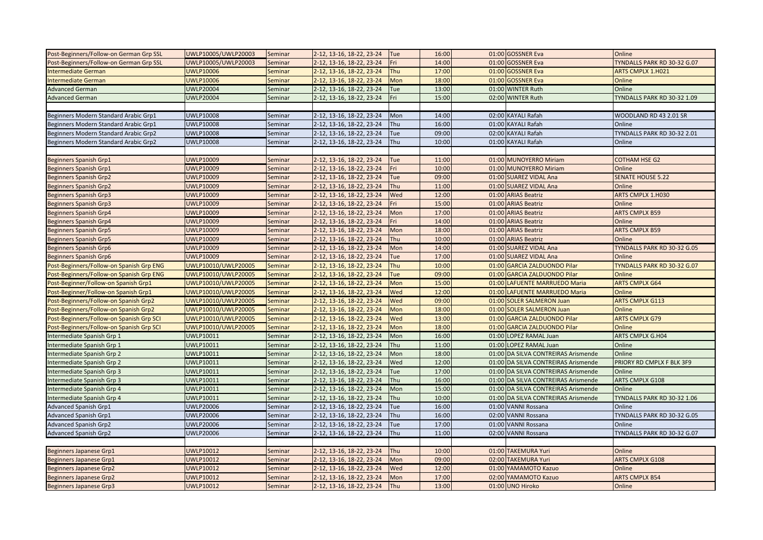| Post-Beginners/Follow-on German Grp SSL | UWLP10005/UWLP20003 | Seminar | 2-12, 13-16, 18-22, 23-24 | Tue | 16:00 | 01:00 | GOSSNER Eva | Online |
|---|---|---|---|---|---|---|---|---|
| Post-Beginners/Follow-on German Grp SSL | UWLP10005/UWLP20003 | Seminar | 2-12, 13-16, 18-22, 23-24 | Fri | 14:00 | 01:00 | GOSSNER Eva | TYNDALLS PARK RD 30-32 G.07 |
| Intermediate German | UWLP10006 | Seminar | 2-12, 13-16, 18-22, 23-24 | Thu | 17:00 | 01:00 | GOSSNER Eva | ARTS CMPLX 1.H021 |
| Intermediate German | UWLP10006 | Seminar | 2-12, 13-16, 18-22, 23-24 | Mon | 18:00 | 01:00 | GOSSNER Eva | Online |
| Advanced German | UWLP20004 | Seminar | 2-12, 13-16, 18-22, 23-24 | Tue | 13:00 | 01:00 | WINTER Ruth | Online |
| Advanced German | UWLP20004 | Seminar | 2-12, 13-16, 18-22, 23-24 | Fri | 15:00 | 02:00 | WINTER Ruth | TYNDALLS PARK RD 30-32 1.09 |
| | | | | | | | | |
| Beginners Modern Standard Arabic Grp1 | UWLP10008 | Seminar | 2-12, 13-16, 18-22, 23-24 | Mon | 14:00 | 02:00 | KAYALI Rafah | WOODLAND RD 43 2.01 SR |
| Beginners Modern Standard Arabic Grp1 | UWLP10008 | Seminar | 2-12, 13-16, 18-22, 23-24 | Thu | 16:00 | 01:00 | KAYALI Rafah | Online |
| Beginners Modern Standard Arabic Grp2 | UWLP10008 | Seminar | 2-12, 13-16, 18-22, 23-24 | Tue | 09:00 | 02:00 | KAYALI Rafah | TYNDALLS PARK RD 30-32 2.01 |
| Beginners Modern Standard Arabic Grp2 | UWLP10008 | Seminar | 2-12, 13-16, 18-22, 23-24 | Thu | 10:00 | 01:00 | KAYALI Rafah | Online |
| | | | | | | | | |
| Beginners Spanish Grp1 | UWLP10009 | Seminar | 2-12, 13-16, 18-22, 23-24 | Tue | 11:00 | 01:00 | MUNOYERRO Miriam | COTHAM HSE G2 |
| Beginners Spanish Grp1 | UWLP10009 | Seminar | 2-12, 13-16, 18-22, 23-24 | Fri | 10:00 | 01:00 | MUNOYERRO Miriam | Online |
| Beginners Spanish Grp2 | UWLP10009 | Seminar | 2-12, 13-16, 18-22, 23-24 | Tue | 09:00 | 01:00 | SUAREZ VIDAL Ana | SENATE HOUSE 5.22 |
| Beginners Spanish Grp2 | UWLP10009 | Seminar | 2-12, 13-16, 18-22, 23-24 | Thu | 11:00 | 01:00 | SUAREZ VIDAL Ana | Online |
| Beginners Spanish Grp3 | UWLP10009 | Seminar | 2-12, 13-16, 18-22, 23-24 | Wed | 12:00 | 01:00 | ARIAS Beatriz | ARTS CMPLX 1.H030 |
| Beginners Spanish Grp3 | UWLP10009 | Seminar | 2-12, 13-16, 18-22, 23-24 | Fri | 15:00 | 01:00 | ARIAS Beatriz | Online |
| Beginners Spanish Grp4 | UWLP10009 | Seminar | 2-12, 13-16, 18-22, 23-24 | Mon | 17:00 | 01:00 | ARIAS Beatriz | ARTS CMPLX B59 |
| Beginners Spanish Grp4 | UWLP10009 | Seminar | 2-12, 13-16, 18-22, 23-24 | Fri | 14:00 | 01:00 | ARIAS Beatriz | Online |
| Beginners Spanish Grp5 | UWLP10009 | Seminar | 2-12, 13-16, 18-22, 23-24 | Mon | 18:00 | 01:00 | ARIAS Beatriz | ARTS CMPLX B59 |
| Beginners Spanish Grp5 | UWLP10009 | Seminar | 2-12, 13-16, 18-22, 23-24 | Thu | 10:00 | 01:00 | ARIAS Beatriz | Online |
| Beginners Spanish Grp6 | UWLP10009 | Seminar | 2-12, 13-16, 18-22, 23-24 | Mon | 14:00 | 01:00 | SUAREZ VIDAL Ana | TYNDALLS PARK RD 30-32 G.05 |
| Beginners Spanish Grp6 | UWLP10009 | Seminar | 2-12, 13-16, 18-22, 23-24 | Tue | 17:00 | 01:00 | SUAREZ VIDAL Ana | Online |
| Post-Beginners/Follow-on Spanish Grp ENG | UWLP10010/UWLP20005 | Seminar | 2-12, 13-16, 18-22, 23-24 | Thu | 10:00 | 01:00 | GARCIA ZALDUONDO Pilar | TYNDALLS PARK RD 30-32 G.07 |
| Post-Beginners/Follow-on Spanish Grp ENG | UWLP10010/UWLP20005 | Seminar | 2-12, 13-16, 18-22, 23-24 | Tue | 09:00 | 01:00 | GARCIA ZALDUONDO Pilar | Online |
| Post-Beginner/Follow-on Spanish Grp1 | UWLP10010/UWLP20005 | Seminar | 2-12, 13-16, 18-22, 23-24 | Mon | 15:00 | 01:00 | LAFUENTE MARRUEDO Maria | ARTS CMPLX G64 |
| Post-Beginner/Follow-on Spanish Grp1 | UWLP10010/UWLP20005 | Seminar | 2-12, 13-16, 18-22, 23-24 | Wed | 12:00 | 01:00 | LAFUENTE MARRUEDO Maria | Online |
| Post-Beginners/Follow-on Spanish Grp2 | UWLP10010/UWLP20005 | Seminar | 2-12, 13-16, 18-22, 23-24 | Wed | 09:00 | 01:00 | SOLER SALMERON Juan | ARTS CMPLX G113 |
| Post-Beginners/Follow-on Spanish Grp2 | UWLP10010/UWLP20005 | Seminar | 2-12, 13-16, 18-22, 23-24 | Mon | 18:00 | 01:00 | SOLER SALMERON Juan | Online |
| Post-Beginners/Follow-on Spanish Grp SCI | UWLP10010/UWLP20005 | Seminar | 2-12, 13-16, 18-22, 23-24 | Wed | 13:00 | 01:00 | GARCIA ZALDUONDO Pilar | ARTS CMPLX G79 |
| Post-Beginners/Follow-on Spanish Grp SCI | UWLP10010/UWLP20005 | Seminar | 2-12, 13-16, 18-22, 23-24 | Mon | 18:00 | 01:00 | GARCIA ZALDUONDO Pilar | Online |
| Intermediate Spanish Grp 1 | UWLP10011 | Seminar | 2-12, 13-16, 18-22, 23-24 | Mon | 16:00 | 01:00 | LOPEZ RAMAL Juan | ARTS CMPLX G.H04 |
| Intermediate Spanish Grp 1 | UWLP10011 | Seminar | 2-12, 13-16, 18-22, 23-24 | Thu | 11:00 | 01:00 | LOPEZ RAMAL Juan | Online |
| Intermediate Spanish Grp 2 | UWLP10011 | Seminar | 2-12, 13-16, 18-22, 23-24 | Mon | 18:00 | 01:00 | DA SILVA CONTREIRAS Arismende | Online |
| Intermediate Spanish Grp 2 | UWLP10011 | Seminar | 2-12, 13-16, 18-22, 23-24 | Wed | 12:00 | 01:00 | DA SILVA CONTREIRAS Arismende | PRIORY RD CMPLX F BLK 3F9 |
| Intermediate Spanish Grp 3 | UWLP10011 | Seminar | 2-12, 13-16, 18-22, 23-24 | Tue | 17:00 | 01:00 | DA SILVA CONTREIRAS Arismende | Online |
| Intermediate Spanish Grp 3 | UWLP10011 | Seminar | 2-12, 13-16, 18-22, 23-24 | Thu | 16:00 | 01:00 | DA SILVA CONTREIRAS Arismende | ARTS CMPLX G108 |
| Intermediate Spanish Grp 4 | UWLP10011 | Seminar | 2-12, 13-16, 18-22, 23-24 | Mon | 15:00 | 01:00 | DA SILVA CONTREIRAS Arismende | Online |
| Intermediate Spanish Grp 4 | UWLP10011 | Seminar | 2-12, 13-16, 18-22, 23-24 | Thu | 10:00 | 01:00 | DA SILVA CONTREIRAS Arismende | TYNDALLS PARK RD 30-32 1.06 |
| Advanced Spanish Grp1 | UWLP20006 | Seminar | 2-12, 13-16, 18-22, 23-24 | Tue | 16:00 | 01:00 | VANNI Rossana | Online |
| Advanced Spanish Grp1 | UWLP20006 | Seminar | 2-12, 13-16, 18-22, 23-24 | Thu | 16:00 | 02:00 | VANNI Rossana | TYNDALLS PARK RD 30-32 G.05 |
| Advanced Spanish Grp2 | UWLP20006 | Seminar | 2-12, 13-16, 18-22, 23-24 | Tue | 17:00 | 01:00 | VANNI Rossana | Online |
| Advanced Spanish Grp2 | UWLP20006 | Seminar | 2-12, 13-16, 18-22, 23-24 | Thu | 11:00 | 02:00 | VANNI Rossana | TYNDALLS PARK RD 30-32 G.07 |
| | | | | | | | | |
| Beginners Japanese Grp1 | UWLP10012 | Seminar | 2-12, 13-16, 18-22, 23-24 | Thu | 10:00 | 01:00 | TAKEMURA Yuri | Online |
| Beginners Japanese Grp1 | UWLP10012 | Seminar | 2-12, 13-16, 18-22, 23-24 | Mon | 09:00 | 02:00 | TAKEMURA Yuri | ARTS CMPLX G108 |
| Beginners Japanese Grp2 | UWLP10012 | Seminar | 2-12, 13-16, 18-22, 23-24 | Wed | 12:00 | 01:00 | YAMAMOTO Kazuo | Online |
| Beginners Japanese Grp2 | UWLP10012 | Seminar | 2-12, 13-16, 18-22, 23-24 | Mon | 17:00 | 02:00 | YAMAMOTO Kazuo | ARTS CMPLX B54 |
| Beginners Japanese Grp3 | UWLP10012 | Seminar | 2-12, 13-16, 18-22, 23-24 | Thu | 13:00 | 01:00 | UNO Hiroko | Online |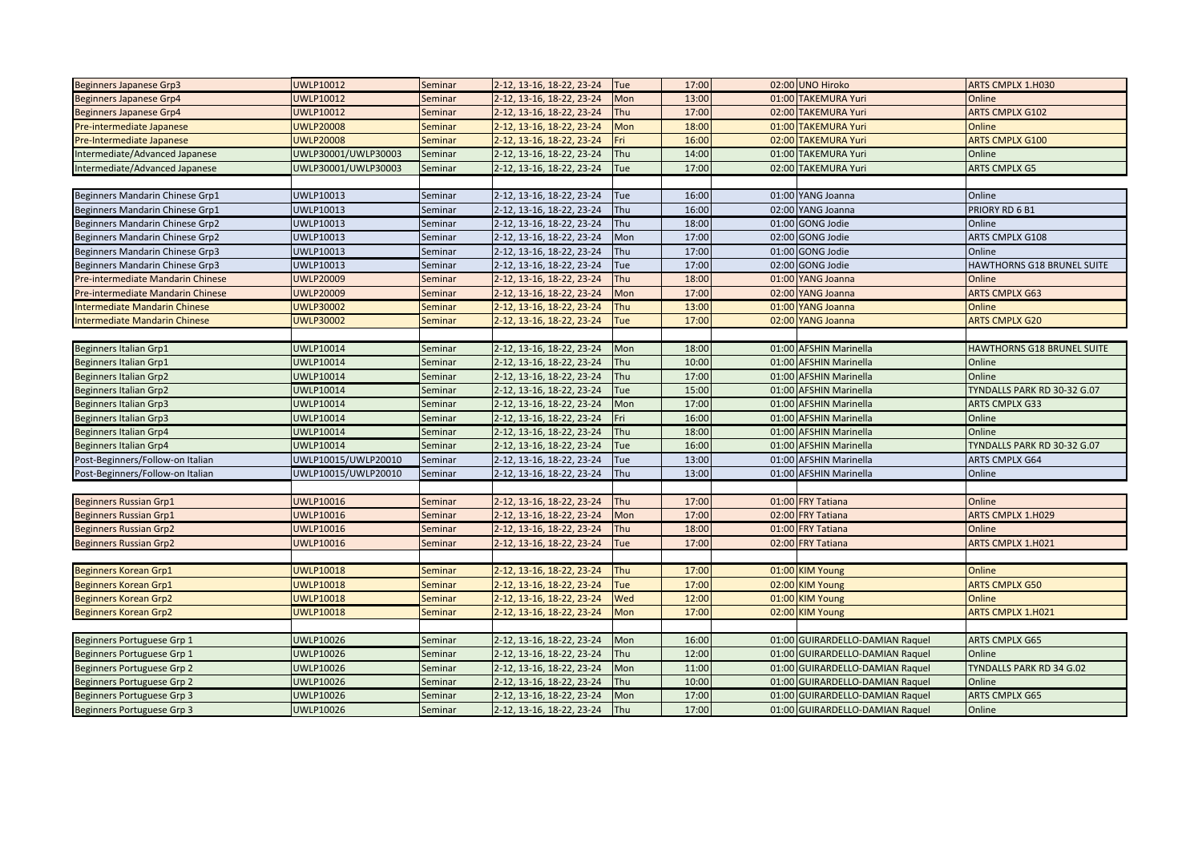| | | | | | | | | |
|---|---|---|---|---|---|---|---|---|
| Beginners Japanese Grp3 | UWLP10012 | Seminar | 2-12, 13-16, 18-22, 23-24 | Tue | 17:00 | 02:00 | UNO Hiroko | ARTS CMPLX 1.H030 |
| Beginners Japanese Grp4 | UWLP10012 | Seminar | 2-12, 13-16, 18-22, 23-24 | Mon | 13:00 | 01:00 | TAKEMURA Yuri | Online |
| Beginners Japanese Grp4 | UWLP10012 | Seminar | 2-12, 13-16, 18-22, 23-24 | Thu | 17:00 | 02:00 | TAKEMURA Yuri | ARTS CMPLX G102 |
| Pre-intermediate Japanese | UWLP20008 | Seminar | 2-12, 13-16, 18-22, 23-24 | Mon | 18:00 | 01:00 | TAKEMURA Yuri | Online |
| Pre-Intermediate Japanese | UWLP20008 | Seminar | 2-12, 13-16, 18-22, 23-24 | Fri | 16:00 | 02:00 | TAKEMURA Yuri | ARTS CMPLX G100 |
| Intermediate/Advanced Japanese | UWLP30001/UWLP30003 | Seminar | 2-12, 13-16, 18-22, 23-24 | Thu | 14:00 | 01:00 | TAKEMURA Yuri | Online |
| Intermediate/Advanced Japanese | UWLP30001/UWLP30003 | Seminar | 2-12, 13-16, 18-22, 23-24 | Tue | 17:00 | 02:00 | TAKEMURA Yuri | ARTS CMPLX G5 |
| | | | | | | | | |
| Beginners Mandarin Chinese Grp1 | UWLP10013 | Seminar | 2-12, 13-16, 18-22, 23-24 | Tue | 16:00 | 01:00 | YANG Joanna | Online |
| Beginners Mandarin Chinese Grp1 | UWLP10013 | Seminar | 2-12, 13-16, 18-22, 23-24 | Thu | 16:00 | 02:00 | YANG Joanna | PRIORY RD 6 B1 |
| Beginners Mandarin Chinese Grp2 | UWLP10013 | Seminar | 2-12, 13-16, 18-22, 23-24 | Thu | 18:00 | 01:00 | GONG Jodie | Online |
| Beginners Mandarin Chinese Grp2 | UWLP10013 | Seminar | 2-12, 13-16, 18-22, 23-24 | Mon | 17:00 | 02:00 | GONG Jodie | ARTS CMPLX G108 |
| Beginners Mandarin Chinese Grp3 | UWLP10013 | Seminar | 2-12, 13-16, 18-22, 23-24 | Thu | 17:00 | 01:00 | GONG Jodie | Online |
| Beginners Mandarin Chinese Grp3 | UWLP10013 | Seminar | 2-12, 13-16, 18-22, 23-24 | Tue | 17:00 | 02:00 | GONG Jodie | HAWTHORNS G18 BRUNEL SUITE |
| Pre-intermediate Mandarin Chinese | UWLP20009 | Seminar | 2-12, 13-16, 18-22, 23-24 | Thu | 18:00 | 01:00 | YANG Joanna | Online |
| Pre-intermediate Mandarin Chinese | UWLP20009 | Seminar | 2-12, 13-16, 18-22, 23-24 | Mon | 17:00 | 02:00 | YANG Joanna | ARTS CMPLX G63 |
| Intermediate Mandarin Chinese | UWLP30002 | Seminar | 2-12, 13-16, 18-22, 23-24 | Thu | 13:00 | 01:00 | YANG Joanna | Online |
| Intermediate Mandarin Chinese | UWLP30002 | Seminar | 2-12, 13-16, 18-22, 23-24 | Tue | 17:00 | 02:00 | YANG Joanna | ARTS CMPLX G20 |
| | | | | | | | | |
| Beginners Italian Grp1 | UWLP10014 | Seminar | 2-12, 13-16, 18-22, 23-24 | Mon | 18:00 | 01:00 | AFSHIN Marinella | HAWTHORNS G18 BRUNEL SUITE |
| Beginners Italian Grp1 | UWLP10014 | Seminar | 2-12, 13-16, 18-22, 23-24 | Thu | 10:00 | 01:00 | AFSHIN Marinella | Online |
| Beginners Italian Grp2 | UWLP10014 | Seminar | 2-12, 13-16, 18-22, 23-24 | Thu | 17:00 | 01:00 | AFSHIN Marinella | Online |
| Beginners Italian Grp2 | UWLP10014 | Seminar | 2-12, 13-16, 18-22, 23-24 | Tue | 15:00 | 01:00 | AFSHIN Marinella | TYNDALLS PARK RD 30-32 G.07 |
| Beginners Italian Grp3 | UWLP10014 | Seminar | 2-12, 13-16, 18-22, 23-24 | Mon | 17:00 | 01:00 | AFSHIN Marinella | ARTS CMPLX G33 |
| Beginners Italian Grp3 | UWLP10014 | Seminar | 2-12, 13-16, 18-22, 23-24 | Fri | 16:00 | 01:00 | AFSHIN Marinella | Online |
| Beginners Italian Grp4 | UWLP10014 | Seminar | 2-12, 13-16, 18-22, 23-24 | Thu | 18:00 | 01:00 | AFSHIN Marinella | Online |
| Beginners Italian Grp4 | UWLP10014 | Seminar | 2-12, 13-16, 18-22, 23-24 | Tue | 16:00 | 01:00 | AFSHIN Marinella | TYNDALLS PARK RD 30-32 G.07 |
| Post-Beginners/Follow-on Italian | UWLP10015/UWLP20010 | Seminar | 2-12, 13-16, 18-22, 23-24 | Tue | 13:00 | 01:00 | AFSHIN Marinella | ARTS CMPLX G64 |
| Post-Beginners/Follow-on Italian | UWLP10015/UWLP20010 | Seminar | 2-12, 13-16, 18-22, 23-24 | Thu | 13:00 | 01:00 | AFSHIN Marinella | Online |
| | | | | | | | | |
| Beginners Russian Grp1 | UWLP10016 | Seminar | 2-12, 13-16, 18-22, 23-24 | Thu | 17:00 | 01:00 | FRY Tatiana | Online |
| Beginners Russian Grp1 | UWLP10016 | Seminar | 2-12, 13-16, 18-22, 23-24 | Mon | 17:00 | 02:00 | FRY Tatiana | ARTS CMPLX 1.H029 |
| Beginners Russian Grp2 | UWLP10016 | Seminar | 2-12, 13-16, 18-22, 23-24 | Thu | 18:00 | 01:00 | FRY Tatiana | Online |
| Beginners Russian Grp2 | UWLP10016 | Seminar | 2-12, 13-16, 18-22, 23-24 | Tue | 17:00 | 02:00 | FRY Tatiana | ARTS CMPLX 1.H021 |
| | | | | | | | | |
| Beginners Korean Grp1 | UWLP10018 | Seminar | 2-12, 13-16, 18-22, 23-24 | Thu | 17:00 | 01:00 | KIM Young | Online |
| Beginners Korean Grp1 | UWLP10018 | Seminar | 2-12, 13-16, 18-22, 23-24 | Tue | 17:00 | 02:00 | KIM Young | ARTS CMPLX G50 |
| Beginners Korean Grp2 | UWLP10018 | Seminar | 2-12, 13-16, 18-22, 23-24 | Wed | 12:00 | 01:00 | KIM Young | Online |
| Beginners Korean Grp2 | UWLP10018 | Seminar | 2-12, 13-16, 18-22, 23-24 | Mon | 17:00 | 02:00 | KIM Young | ARTS CMPLX 1.H021 |
| | | | | | | | | |
| Beginners Portuguese Grp 1 | UWLP10026 | Seminar | 2-12, 13-16, 18-22, 23-24 | Mon | 16:00 | 01:00 | GUIRARDELLO-DAMIAN Raquel | ARTS CMPLX G65 |
| Beginners Portuguese Grp 1 | UWLP10026 | Seminar | 2-12, 13-16, 18-22, 23-24 | Thu | 12:00 | 01:00 | GUIRARDELLO-DAMIAN Raquel | Online |
| Beginners Portuguese Grp 2 | UWLP10026 | Seminar | 2-12, 13-16, 18-22, 23-24 | Mon | 11:00 | 01:00 | GUIRARDELLO-DAMIAN Raquel | TYNDALLS PARK RD 34 G.02 |
| Beginners Portuguese Grp 2 | UWLP10026 | Seminar | 2-12, 13-16, 18-22, 23-24 | Thu | 10:00 | 01:00 | GUIRARDELLO-DAMIAN Raquel | Online |
| Beginners Portuguese Grp 3 | UWLP10026 | Seminar | 2-12, 13-16, 18-22, 23-24 | Mon | 17:00 | 01:00 | GUIRARDELLO-DAMIAN Raquel | ARTS CMPLX G65 |
| Beginners Portuguese Grp 3 | UWLP10026 | Seminar | 2-12, 13-16, 18-22, 23-24 | Thu | 17:00 | 01:00 | GUIRARDELLO-DAMIAN Raquel | Online |